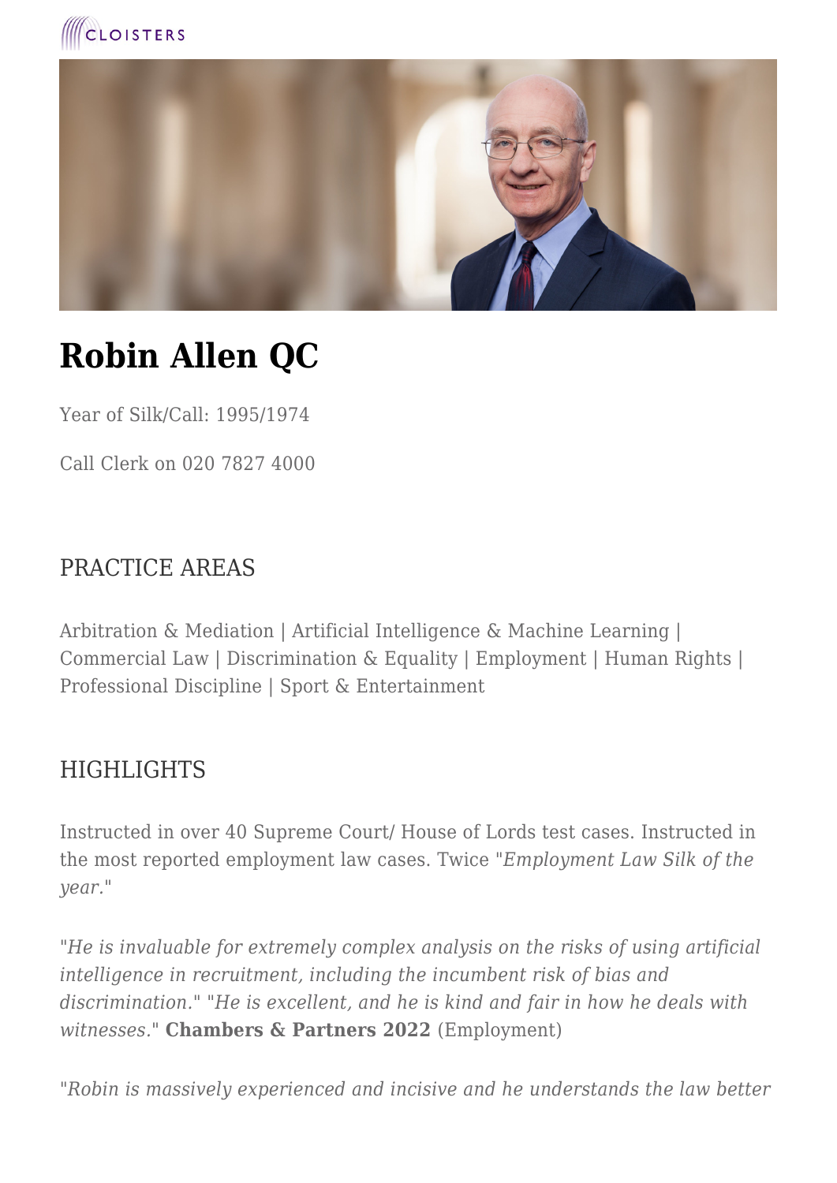CLOISTERS

# Robin Allen QC

Year of Silk/Call: 1995/1974

Call Clerk on 020 7827 4000

## PRACTICE AREAS

Arbitration & Mediation | Artificial Intelligence & Machine Learning | Commercial Law | Discrimination & Equality | Employment | Human Rights | Professional Discipline | Sport & Entertainment

## HIGHLIGHTS

Instructed in over 40 Supreme Court/ House of Lords test cases. Instructed in the most reported employment law cases. Twice "*Employment Law Silk of the year.*"

"*He is invaluable for extremely complex analysis on the risks of using artificial intelligence in recruitment, including the incumbent risk of bias and discrimination.*" "*He is excellent, and he is kind and fair in how he deals with witnesses.*" **Chambers & Partners 2022** (Employment)

"*Robin is massively experienced and incisive and he understands the law better*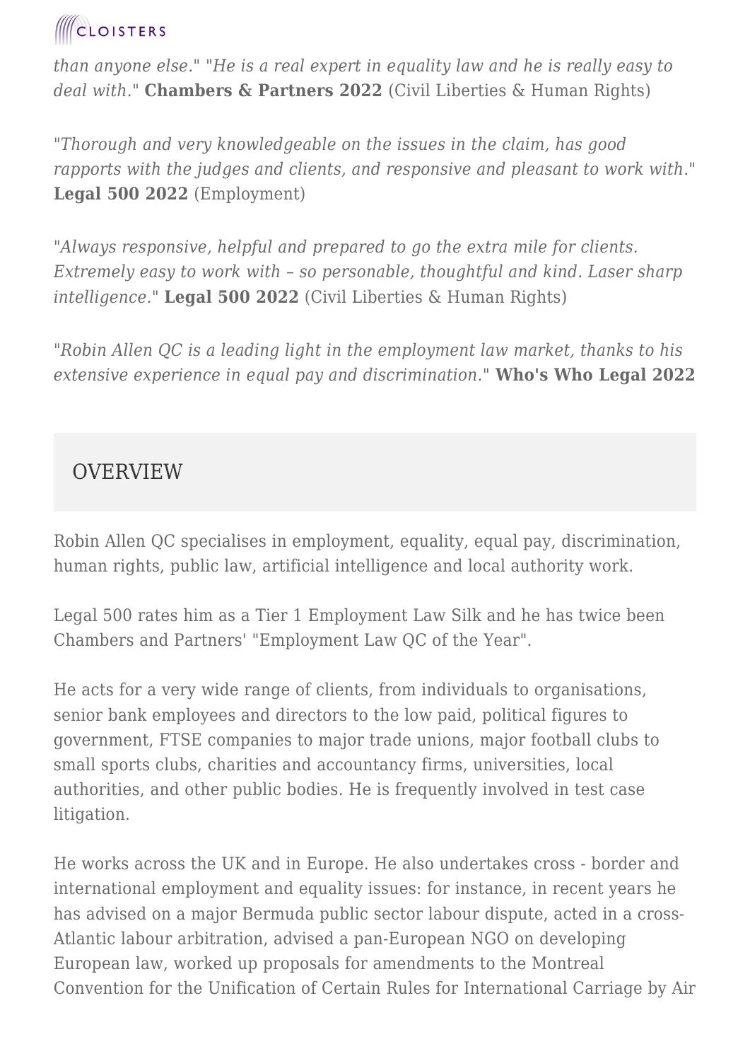*than anyone else."* *"He is a real expert in equality law and he is really easy to deal with."* **Chambers & Partners 2022** (Civil Liberties & Human Rights)

*"Thorough and very knowledgeable on the issues in the claim, has good rapports with the judges and clients, and responsive and pleasant to work with."* **Legal 500 2022** (Employment)

*"Always responsive, helpful and prepared to go the extra mile for clients. Extremely easy to work with – so personable, thoughtful and kind. Laser sharp intelligence."* **Legal 500 2022** (Civil Liberties & Human Rights)

*"Robin Allen QC is a leading light in the employment law market, thanks to his extensive experience in equal pay and discrimination."* **Who's Who Legal 2022**

## OVERVIEW

Robin Allen QC specialises in employment, equality, equal pay, discrimination, human rights, public law, artificial intelligence and local authority work.

Legal 500 rates him as a Tier 1 Employment Law Silk and he has twice been Chambers and Partners' "Employment Law QC of the Year".

He acts for a very wide range of clients, from individuals to organisations, senior bank employees and directors to the low paid, political figures to government, FTSE companies to major trade unions, major football clubs to small sports clubs, charities and accountancy firms, universities, local authorities, and other public bodies. He is frequently involved in test case litigation.

He works across the UK and in Europe. He also undertakes cross - border and international employment and equality issues: for instance, in recent years he has advised on a major Bermuda public sector labour dispute, acted in a cross-Atlantic labour arbitration, advised a pan-European NGO on developing European law, worked up proposals for amendments to the Montreal Convention for the Unification of Certain Rules for International Carriage by Air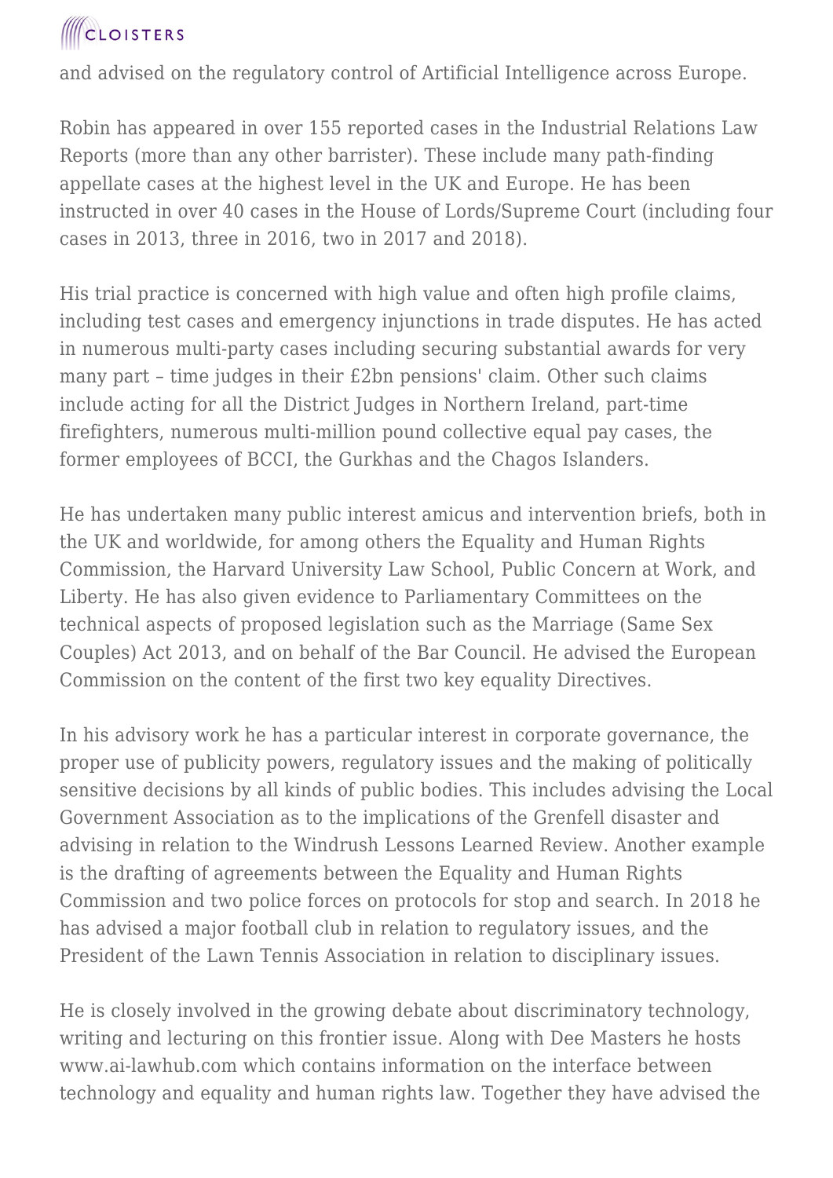and advised on the regulatory control of Artificial Intelligence across Europe.

Robin has appeared in over 155 reported cases in the Industrial Relations Law Reports (more than any other barrister). These include many path-finding appellate cases at the highest level in the UK and Europe. He has been instructed in over 40 cases in the House of Lords/Supreme Court (including four cases in 2013, three in 2016, two in 2017 and 2018).

His trial practice is concerned with high value and often high profile claims, including test cases and emergency injunctions in trade disputes. He has acted in numerous multi-party cases including securing substantial awards for very many part – time judges in their £2bn pensions' claim. Other such claims include acting for all the District Judges in Northern Ireland, part-time firefighters, numerous multi-million pound collective equal pay cases, the former employees of BCCI, the Gurkhas and the Chagos Islanders.

He has undertaken many public interest amicus and intervention briefs, both in the UK and worldwide, for among others the Equality and Human Rights Commission, the Harvard University Law School, Public Concern at Work, and Liberty. He has also given evidence to Parliamentary Committees on the technical aspects of proposed legislation such as the Marriage (Same Sex Couples) Act 2013, and on behalf of the Bar Council. He advised the European Commission on the content of the first two key equality Directives.

In his advisory work he has a particular interest in corporate governance, the proper use of publicity powers, regulatory issues and the making of politically sensitive decisions by all kinds of public bodies. This includes advising the Local Government Association as to the implications of the Grenfell disaster and advising in relation to the Windrush Lessons Learned Review. Another example is the drafting of agreements between the Equality and Human Rights Commission and two police forces on protocols for stop and search. In 2018 he has advised a major football club in relation to regulatory issues, and the President of the Lawn Tennis Association in relation to disciplinary issues.

He is closely involved in the growing debate about discriminatory technology, writing and lecturing on this frontier issue. Along with Dee Masters he hosts www.ai-lawhub.com which contains information on the interface between technology and equality and human rights law. Together they have advised the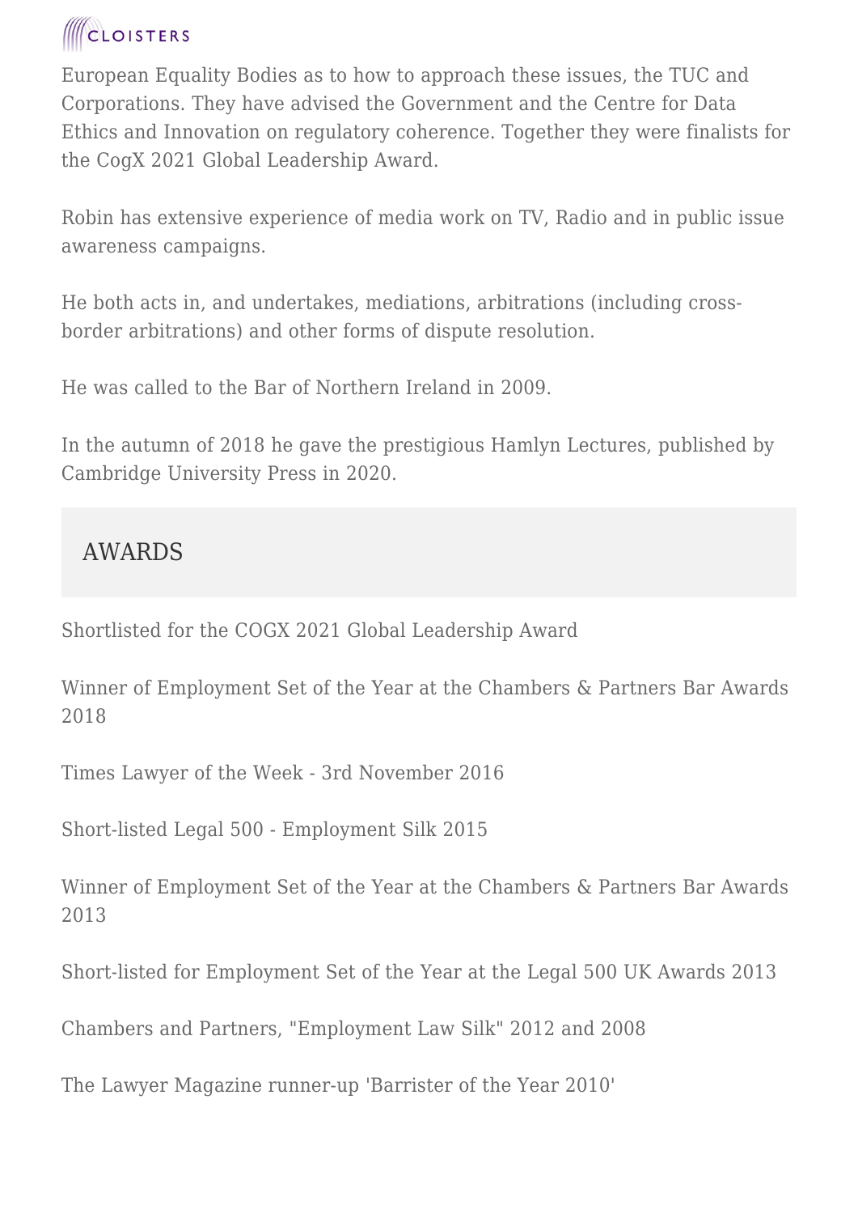European Equality Bodies as to how to approach these issues, the TUC and Corporations. They have advised the Government and the Centre for Data Ethics and Innovation on regulatory coherence. Together they were finalists for the CogX 2021 Global Leadership Award.

Robin has extensive experience of media work on TV, Radio and in public issue awareness campaigns.

He both acts in, and undertakes, mediations, arbitrations (including cross-border arbitrations) and other forms of dispute resolution.

He was called to the Bar of Northern Ireland in 2009.

In the autumn of 2018 he gave the prestigious Hamlyn Lectures, published by Cambridge University Press in 2020.

## AWARDS

Shortlisted for the COGX 2021 Global Leadership Award

Winner of Employment Set of the Year at the Chambers & Partners Bar Awards 2018

Times Lawyer of the Week - 3rd November 2016

Short-listed Legal 500 - Employment Silk 2015

Winner of Employment Set of the Year at the Chambers & Partners Bar Awards 2013

Short-listed for Employment Set of the Year at the Legal 500 UK Awards 2013

Chambers and Partners, "Employment Law Silk" 2012 and 2008

The Lawyer Magazine runner-up 'Barrister of the Year 2010'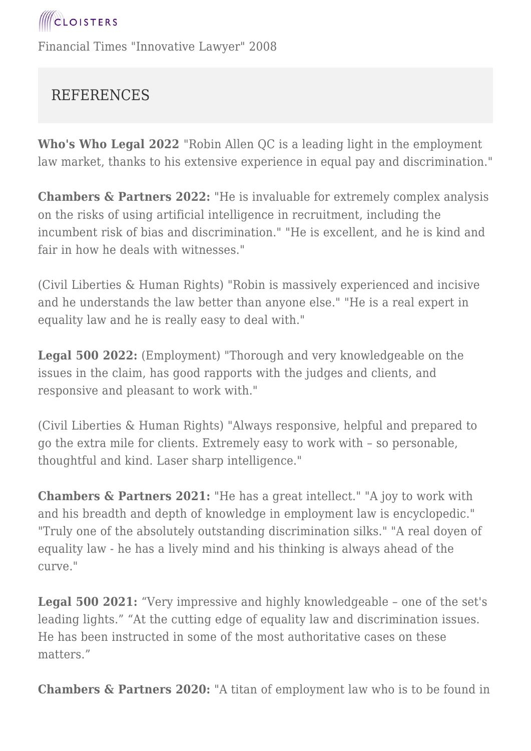Financial Times "Innovative Lawyer" 2008

## REFERENCES

**Who's Who Legal 2022** "Robin Allen QC is a leading light in the employment law market, thanks to his extensive experience in equal pay and discrimination."

**Chambers & Partners 2022:** "He is invaluable for extremely complex analysis on the risks of using artificial intelligence in recruitment, including the incumbent risk of bias and discrimination." "He is excellent, and he is kind and fair in how he deals with witnesses."

(Civil Liberties & Human Rights) "Robin is massively experienced and incisive and he understands the law better than anyone else." "He is a real expert in equality law and he is really easy to deal with."

**Legal 500 2022:** (Employment) "Thorough and very knowledgeable on the issues in the claim, has good rapports with the judges and clients, and responsive and pleasant to work with."

(Civil Liberties & Human Rights) "Always responsive, helpful and prepared to go the extra mile for clients. Extremely easy to work with – so personable, thoughtful and kind. Laser sharp intelligence."

**Chambers & Partners 2021:** "He has a great intellect." "A joy to work with and his breadth and depth of knowledge in employment law is encyclopedic." "Truly one of the absolutely outstanding discrimination silks." "A real doyen of equality law - he has a lively mind and his thinking is always ahead of the curve."

**Legal 500 2021:** “Very impressive and highly knowledgeable – one of the set's leading lights.” “At the cutting edge of equality law and discrimination issues. He has been instructed in some of the most authoritative cases on these matters.”

**Chambers & Partners 2020:** "A titan of employment law who is to be found in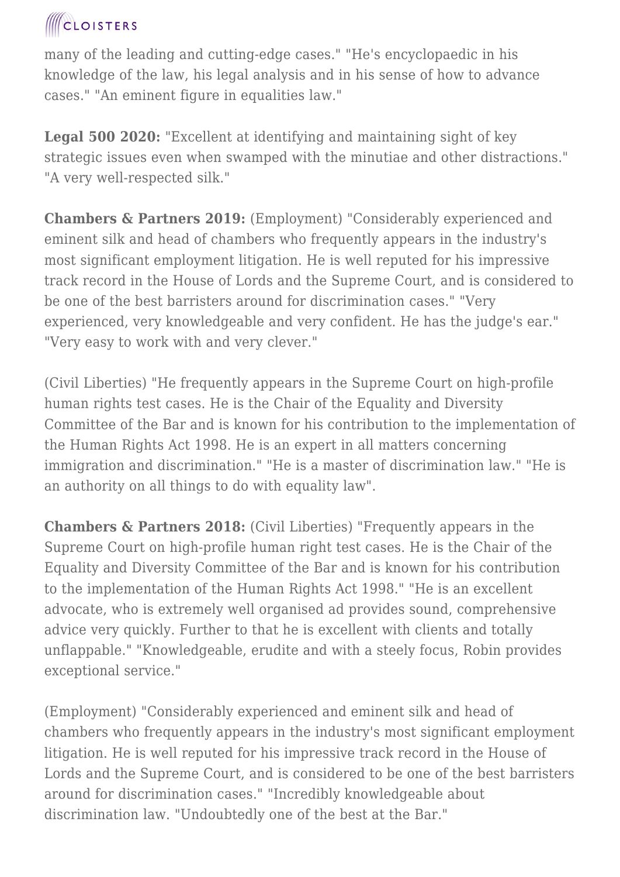many of the leading and cutting-edge cases." "He's encyclopaedic in his knowledge of the law, his legal analysis and in his sense of how to advance cases." "An eminent figure in equalities law."

**Legal 500 2020:** "Excellent at identifying and maintaining sight of key strategic issues even when swamped with the minutiae and other distractions." "A very well-respected silk."

**Chambers & Partners 2019:** (Employment) "Considerably experienced and eminent silk and head of chambers who frequently appears in the industry's most significant employment litigation. He is well reputed for his impressive track record in the House of Lords and the Supreme Court, and is considered to be one of the best barristers around for discrimination cases." "Very experienced, very knowledgeable and very confident. He has the judge's ear." "Very easy to work with and very clever."

(Civil Liberties) "He frequently appears in the Supreme Court on high-profile human rights test cases. He is the Chair of the Equality and Diversity Committee of the Bar and is known for his contribution to the implementation of the Human Rights Act 1998. He is an expert in all matters concerning immigration and discrimination." "He is a master of discrimination law." "He is an authority on all things to do with equality law".

**Chambers & Partners 2018:** (Civil Liberties) "Frequently appears in the Supreme Court on high-profile human right test cases. He is the Chair of the Equality and Diversity Committee of the Bar and is known for his contribution to the implementation of the Human Rights Act 1998." "He is an excellent advocate, who is extremely well organised ad provides sound, comprehensive advice very quickly. Further to that he is excellent with clients and totally unflappable." "Knowledgeable, erudite and with a steely focus, Robin provides exceptional service."

(Employment) "Considerably experienced and eminent silk and head of chambers who frequently appears in the industry's most significant employment litigation. He is well reputed for his impressive track record in the House of Lords and the Supreme Court, and is considered to be one of the best barristers around for discrimination cases." "Incredibly knowledgeable about discrimination law. "Undoubtedly one of the best at the Bar."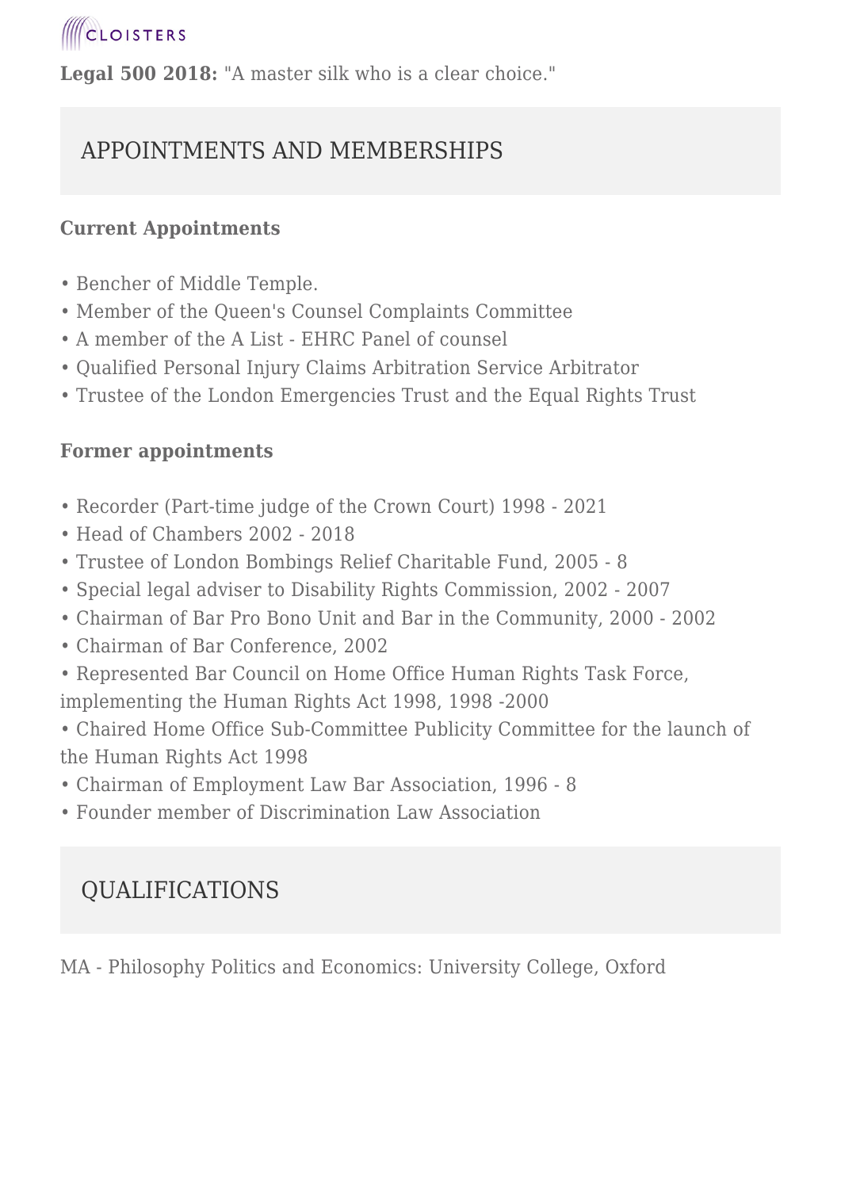**Legal 500 2018:** "A master silk who is a clear choice."

## APPOINTMENTS AND MEMBERSHIPS

**Current Appointments**

- Bencher of Middle Temple.
- Member of the Queen's Counsel Complaints Committee
- A member of the A List - EHRC Panel of counsel
- Qualified Personal Injury Claims Arbitration Service Arbitrator
- Trustee of the London Emergencies Trust and the Equal Rights Trust

**Former appointments**

- Recorder (Part-time judge of the Crown Court) 1998 - 2021
- Head of Chambers 2002 - 2018
- Trustee of London Bombings Relief Charitable Fund, 2005 - 8
- Special legal adviser to Disability Rights Commission, 2002 - 2007
- Chairman of Bar Pro Bono Unit and Bar in the Community, 2000 - 2002
- Chairman of Bar Conference, 2002
- Represented Bar Council on Home Office Human Rights Task Force, implementing the Human Rights Act 1998, 1998 -2000
- Chaired Home Office Sub-Committee Publicity Committee for the launch of the Human Rights Act 1998
- Chairman of Employment Law Bar Association, 1996 - 8
- Founder member of Discrimination Law Association

## QUALIFICATIONS

MA - Philosophy Politics and Economics: University College, Oxford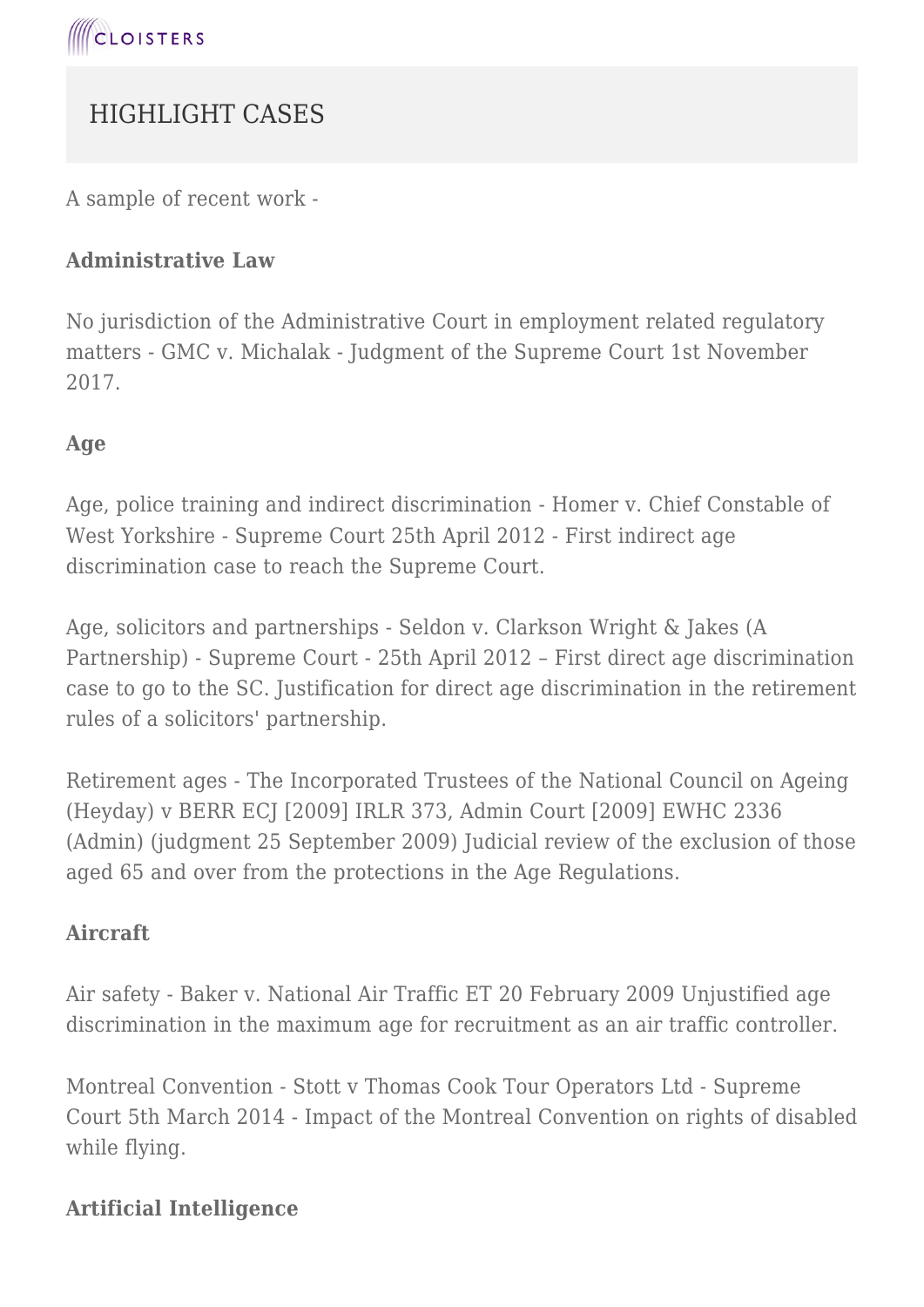## HIGHLIGHT CASES

A sample of recent work -

### Administrative Law

No jurisdiction of the Administrative Court in employment related regulatory matters - GMC v. Michalak - Judgment of the Supreme Court 1st November 2017.

### Age

Age, police training and indirect discrimination - Homer v. Chief Constable of West Yorkshire - Supreme Court 25th April 2012 - First indirect age discrimination case to reach the Supreme Court.

Age, solicitors and partnerships - Seldon v. Clarkson Wright & Jakes (A Partnership) - Supreme Court - 25th April 2012 – First direct age discrimination case to go to the SC. Justification for direct age discrimination in the retirement rules of a solicitors' partnership.

Retirement ages - The Incorporated Trustees of the National Council on Ageing (Heyday) v BERR ECJ [2009] IRLR 373, Admin Court [2009] EWHC 2336 (Admin) (judgment 25 September 2009) Judicial review of the exclusion of those aged 65 and over from the protections in the Age Regulations.

### Aircraft

Air safety - Baker v. National Air Traffic ET 20 February 2009 Unjustified age discrimination in the maximum age for recruitment as an air traffic controller.

Montreal Convention - Stott v Thomas Cook Tour Operators Ltd - Supreme Court 5th March 2014 - Impact of the Montreal Convention on rights of disabled while flying.

### Artificial Intelligence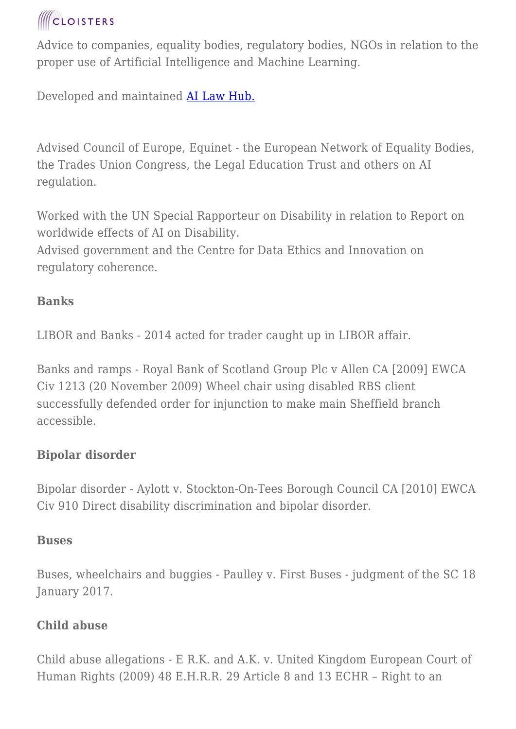Advice to companies, equality bodies, regulatory bodies, NGOs in relation to the proper use of Artificial Intelligence and Machine Learning.

Developed and maintained [AI Law Hub.]

Advised Council of Europe, Equinet - the European Network of Equality Bodies, the Trades Union Congress, the Legal Education Trust and others on AI regulation.

Worked with the UN Special Rapporteur on Disability in relation to Report on worldwide effects of AI on Disability.
Advised government and the Centre for Data Ethics and Innovation on regulatory coherence.

**Banks**

LIBOR and Banks - 2014 acted for trader caught up in LIBOR affair.

Banks and ramps - Royal Bank of Scotland Group Plc v Allen CA [2009] EWCA Civ 1213 (20 November 2009) Wheel chair using disabled RBS client successfully defended order for injunction to make main Sheffield branch accessible.

**Bipolar disorder**

Bipolar disorder - Aylott v. Stockton-On-Tees Borough Council CA [2010] EWCA Civ 910 Direct disability discrimination and bipolar disorder.

**Buses**

Buses, wheelchairs and buggies - Paulley v. First Buses - judgment of the SC 18 January 2017.

**Child abuse**

Child abuse allegations - E R.K. and A.K. v. United Kingdom European Court of Human Rights (2009) 48 E.H.R.R. 29 Article 8 and 13 ECHR – Right to an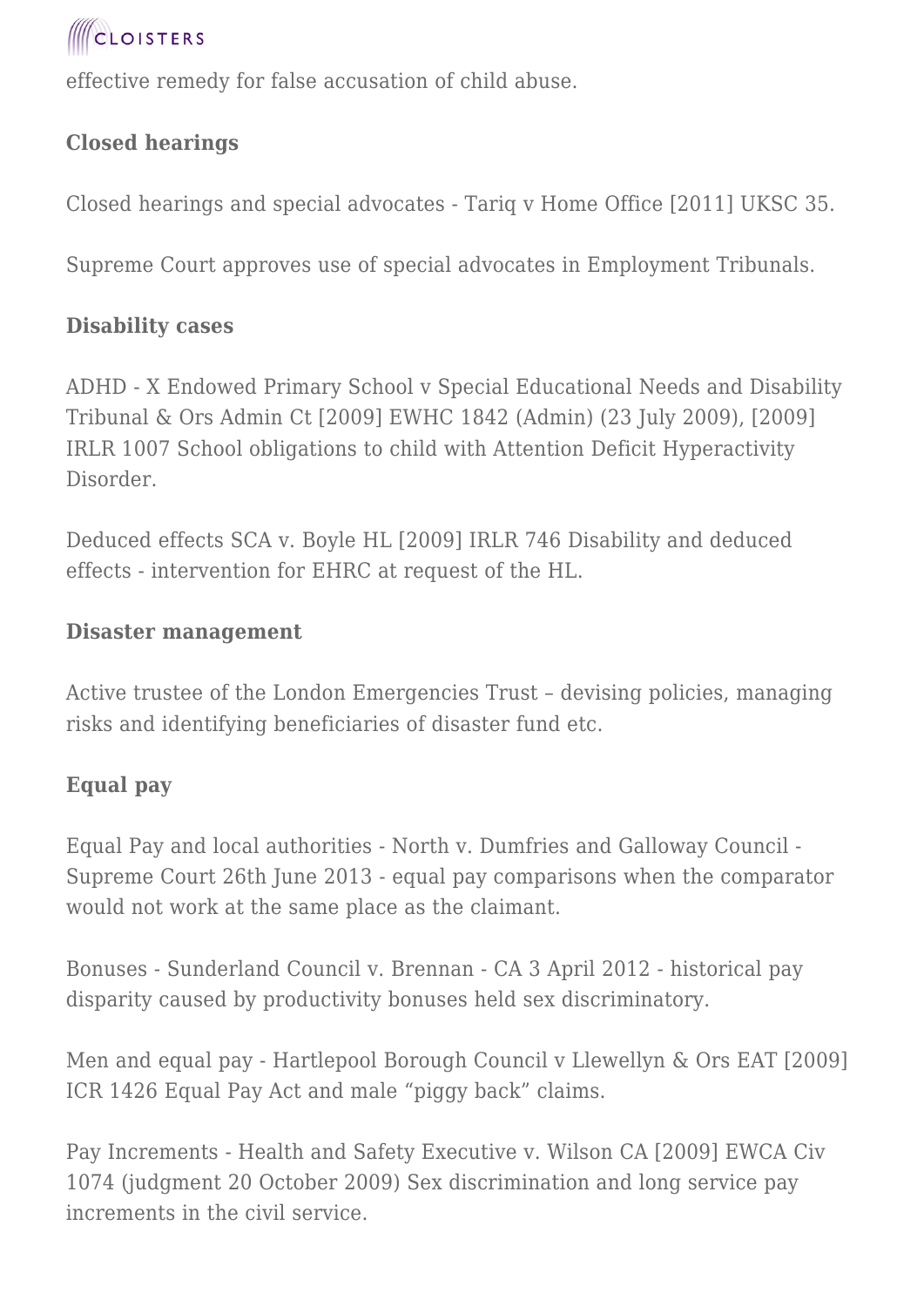effective remedy for false accusation of child abuse.

**Closed hearings**

Closed hearings and special advocates - Tariq v Home Office [2011] UKSC 35.

Supreme Court approves use of special advocates in Employment Tribunals.

**Disability cases**

ADHD - X Endowed Primary School v Special Educational Needs and Disability Tribunal & Ors Admin Ct [2009] EWHC 1842 (Admin) (23 July 2009), [2009] IRLR 1007 School obligations to child with Attention Deficit Hyperactivity Disorder.

Deduced effects SCA v. Boyle HL [2009] IRLR 746 Disability and deduced effects - intervention for EHRC at request of the HL.

**Disaster management**

Active trustee of the London Emergencies Trust – devising policies, managing risks and identifying beneficiaries of disaster fund etc.

**Equal pay**

Equal Pay and local authorities - North v. Dumfries and Galloway Council - Supreme Court 26th June 2013 - equal pay comparisons when the comparator would not work at the same place as the claimant.

Bonuses - Sunderland Council v. Brennan - CA 3 April 2012 - historical pay disparity caused by productivity bonuses held sex discriminatory.

Men and equal pay - Hartlepool Borough Council v Llewellyn & Ors EAT [2009] ICR 1426 Equal Pay Act and male “piggy back” claims.

Pay Increments - Health and Safety Executive v. Wilson CA [2009] EWCA Civ 1074 (judgment 20 October 2009) Sex discrimination and long service pay increments in the civil service.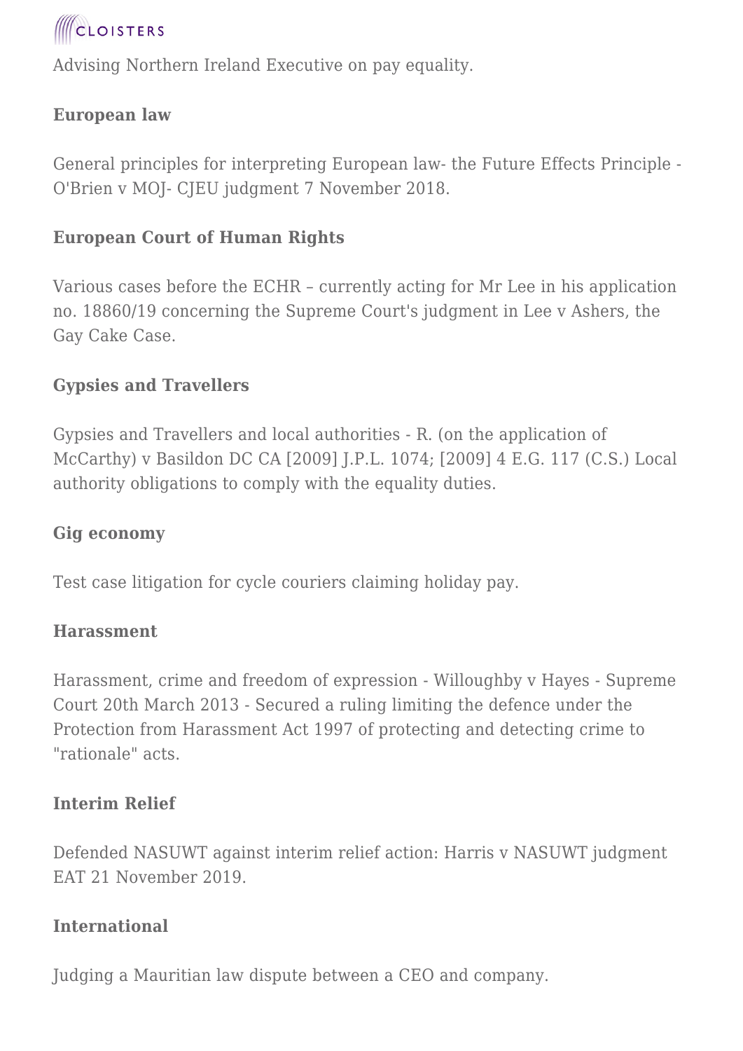Advising Northern Ireland Executive on pay equality.

**European law**

General principles for interpreting European law- the Future Effects Principle - O'Brien v MOJ- CJEU judgment 7 November 2018.

**European Court of Human Rights**

Various cases before the ECHR – currently acting for Mr Lee in his application no. 18860/19 concerning the Supreme Court's judgment in Lee v Ashers, the Gay Cake Case.

**Gypsies and Travellers**

Gypsies and Travellers and local authorities - R. (on the application of McCarthy) v Basildon DC CA [2009] J.P.L. 1074; [2009] 4 E.G. 117 (C.S.) Local authority obligations to comply with the equality duties.

**Gig economy**

Test case litigation for cycle couriers claiming holiday pay.

**Harassment**

Harassment, crime and freedom of expression - Willoughby v Hayes - Supreme Court 20th March 2013 - Secured a ruling limiting the defence under the Protection from Harassment Act 1997 of protecting and detecting crime to "rationale" acts.

**Interim Relief**

Defended NASUWT against interim relief action: Harris v NASUWT judgment EAT 21 November 2019.

**International**

Judging a Mauritian law dispute between a CEO and company.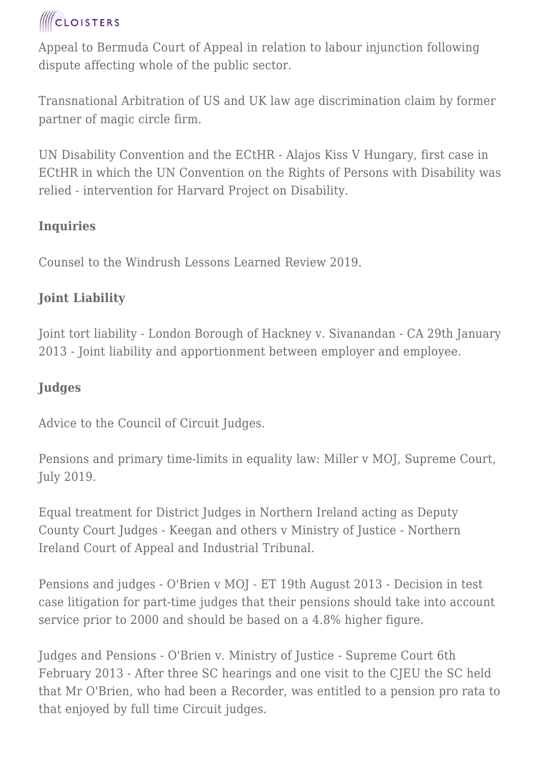Appeal to Bermuda Court of Appeal in relation to labour injunction following dispute affecting whole of the public sector.

Transnational Arbitration of US and UK law age discrimination claim by former partner of magic circle firm.

UN Disability Convention and the ECtHR - Alajos Kiss V Hungary, first case in ECtHR in which the UN Convention on the Rights of Persons with Disability was relied - intervention for Harvard Project on Disability.

**Inquiries**

Counsel to the Windrush Lessons Learned Review 2019.

**Joint Liability**

Joint tort liability - London Borough of Hackney v. Sivanandan - CA 29th January 2013 - Joint liability and apportionment between employer and employee.

**Judges**

Advice to the Council of Circuit Judges.

Pensions and primary time-limits in equality law: Miller v MOJ, Supreme Court, July 2019.

Equal treatment for District Judges in Northern Ireland acting as Deputy County Court Judges - Keegan and others v Ministry of Justice - Northern Ireland Court of Appeal and Industrial Tribunal.

Pensions and judges - O'Brien v MOJ - ET 19th August 2013 - Decision in test case litigation for part-time judges that their pensions should take into account service prior to 2000 and should be based on a 4.8% higher figure.

Judges and Pensions - O'Brien v. Ministry of Justice - Supreme Court 6th February 2013 - After three SC hearings and one visit to the CJEU the SC held that Mr O'Brien, who had been a Recorder, was entitled to a pension pro rata to that enjoyed by full time Circuit judges.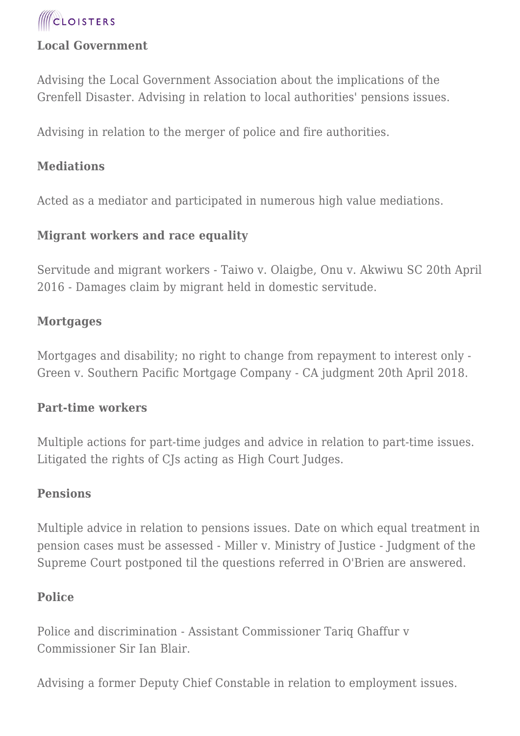**Local Government**

Advising the Local Government Association about the implications of the Grenfell Disaster. Advising in relation to local authorities' pensions issues.

Advising in relation to the merger of police and fire authorities.

**Mediations**

Acted as a mediator and participated in numerous high value mediations.

**Migrant workers and race equality**

Servitude and migrant workers - Taiwo v. Olaigbe, Onu v. Akwiwu SC 20th April 2016 - Damages claim by migrant held in domestic servitude.

**Mortgages**

Mortgages and disability; no right to change from repayment to interest only - Green v. Southern Pacific Mortgage Company - CA judgment 20th April 2018.

**Part-time workers**

Multiple actions for part-time judges and advice in relation to part-time issues. Litigated the rights of CJs acting as High Court Judges.

**Pensions**

Multiple advice in relation to pensions issues. Date on which equal treatment in pension cases must be assessed - Miller v. Ministry of Justice - Judgment of the Supreme Court postponed til the questions referred in O'Brien are answered.

**Police**

Police and discrimination - Assistant Commissioner Tariq Ghaffur v Commissioner Sir Ian Blair.

Advising a former Deputy Chief Constable in relation to employment issues.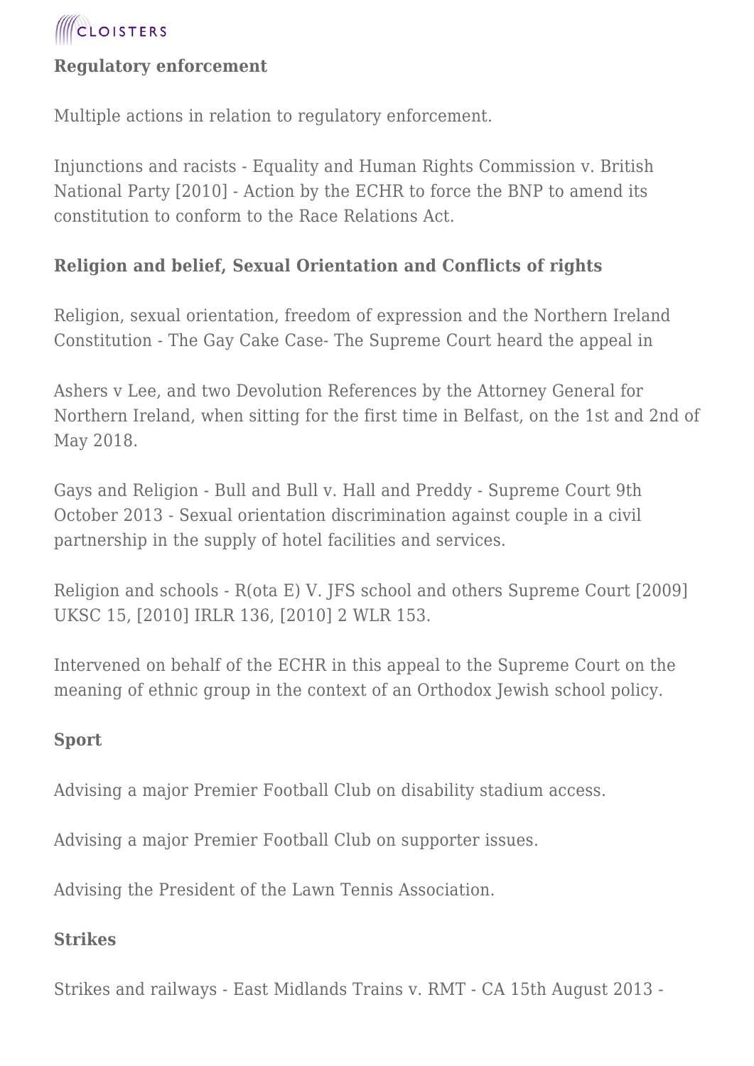**Regulatory enforcement**

Multiple actions in relation to regulatory enforcement.

Injunctions and racists - Equality and Human Rights Commission v. British National Party [2010] - Action by the ECHR to force the BNP to amend its constitution to conform to the Race Relations Act.

**Religion and belief, Sexual Orientation and Conflicts of rights**

Religion, sexual orientation, freedom of expression and the Northern Ireland Constitution - The Gay Cake Case- The Supreme Court heard the appeal in

Ashers v Lee, and two Devolution References by the Attorney General for Northern Ireland, when sitting for the first time in Belfast, on the 1st and 2nd of May 2018.

Gays and Religion - Bull and Bull v. Hall and Preddy - Supreme Court 9th October 2013 - Sexual orientation discrimination against couple in a civil partnership in the supply of hotel facilities and services.

Religion and schools - R(ota E) V. JFS school and others Supreme Court [2009] UKSC 15, [2010] IRLR 136, [2010] 2 WLR 153.

Intervened on behalf of the ECHR in this appeal to the Supreme Court on the meaning of ethnic group in the context of an Orthodox Jewish school policy.

**Sport**

Advising a major Premier Football Club on disability stadium access.

Advising a major Premier Football Club on supporter issues.

Advising the President of the Lawn Tennis Association.

**Strikes**

Strikes and railways - East Midlands Trains v. RMT - CA 15th August 2013 -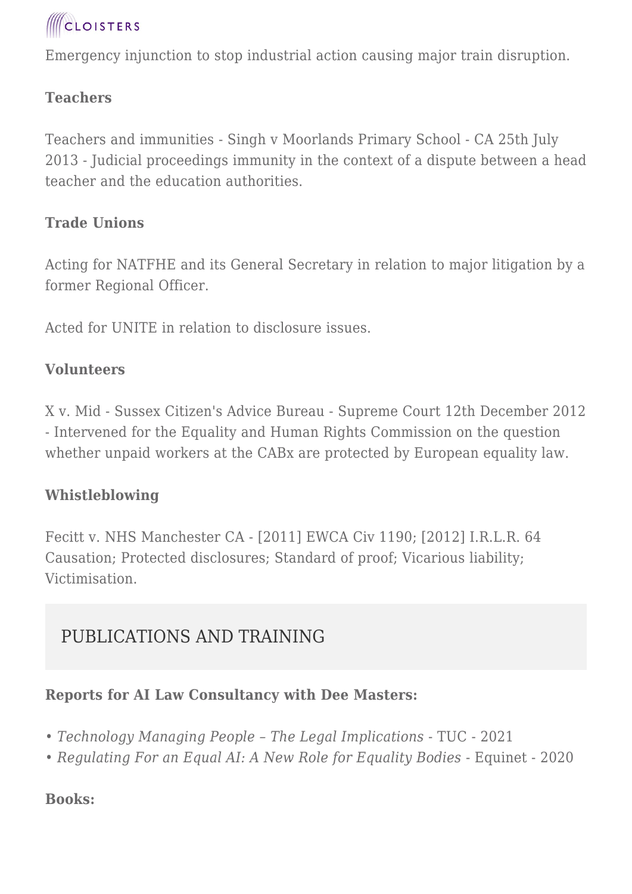Emergency injunction to stop industrial action causing major train disruption.

**Teachers**

Teachers and immunities - Singh v Moorlands Primary School - CA 25th July 2013 - Judicial proceedings immunity in the context of a dispute between a head teacher and the education authorities.

**Trade Unions**

Acting for NATFHE and its General Secretary in relation to major litigation by a former Regional Officer.

Acted for UNITE in relation to disclosure issues.

**Volunteers**

X v. Mid - Sussex Citizen's Advice Bureau - Supreme Court 12th December 2012 - Intervened for the Equality and Human Rights Commission on the question whether unpaid workers at the CABx are protected by European equality law.

**Whistleblowing**

Fecitt v. NHS Manchester CA - [2011] EWCA Civ 1190; [2012] I.R.L.R. 64 Causation; Protected disclosures; Standard of proof; Vicarious liability; Victimisation.

## PUBLICATIONS AND TRAINING

**Reports for AI Law Consultancy with Dee Masters:**

- *Technology Managing People – The Legal Implications* - TUC - 2021
- *Regulating For an Equal AI: A New Role for Equality Bodies* - Equinet - 2020

**Books:**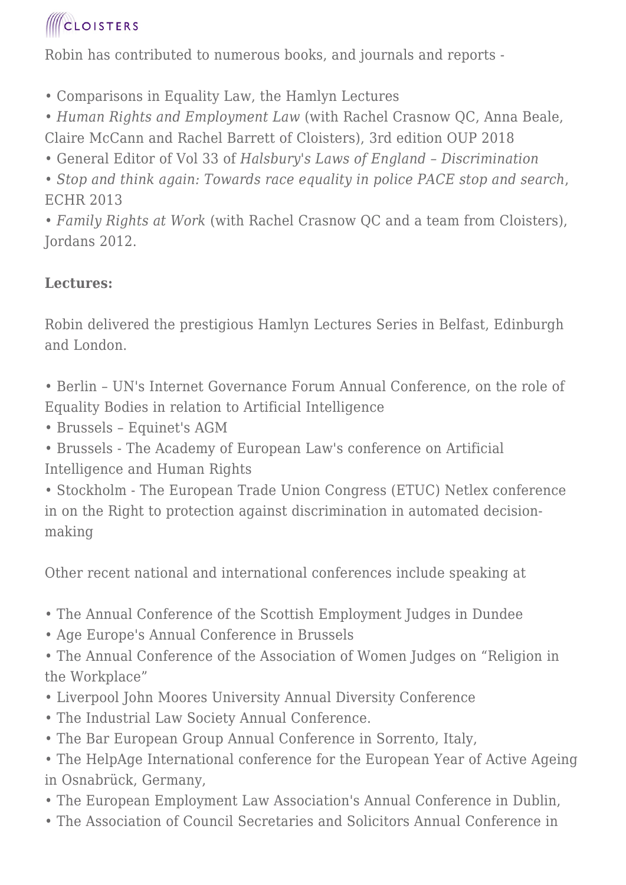Robin has contributed to numerous books, and journals and reports -

- Comparisons in Equality Law, the Hamlyn Lectures
- *Human Rights and Employment Law* (with Rachel Crasnow QC, Anna Beale, Claire McCann and Rachel Barrett of Cloisters), 3rd edition OUP 2018
- General Editor of Vol 33 of *Halsbury's Laws of England – Discrimination*
- *Stop and think again: Towards race equality in police PACE stop and search*, ECHR 2013
- *Family Rights at Work* (with Rachel Crasnow QC and a team from Cloisters), Jordans 2012.

**Lectures:**

Robin delivered the prestigious Hamlyn Lectures Series in Belfast, Edinburgh and London.

- Berlin – UN's Internet Governance Forum Annual Conference, on the role of Equality Bodies in relation to Artificial Intelligence
- Brussels – Equinet's AGM
- Brussels - The Academy of European Law's conference on Artificial Intelligence and Human Rights
- Stockholm - The European Trade Union Congress (ETUC) Netlex conference in on the Right to protection against discrimination in automated decision-making

Other recent national and international conferences include speaking at

- The Annual Conference of the Scottish Employment Judges in Dundee
- Age Europe's Annual Conference in Brussels
- The Annual Conference of the Association of Women Judges on "Religion in the Workplace"
- Liverpool John Moores University Annual Diversity Conference
- The Industrial Law Society Annual Conference.
- The Bar European Group Annual Conference in Sorrento, Italy,
- The HelpAge International conference for the European Year of Active Ageing in Osnabrück, Germany,
- The European Employment Law Association's Annual Conference in Dublin,
- The Association of Council Secretaries and Solicitors Annual Conference in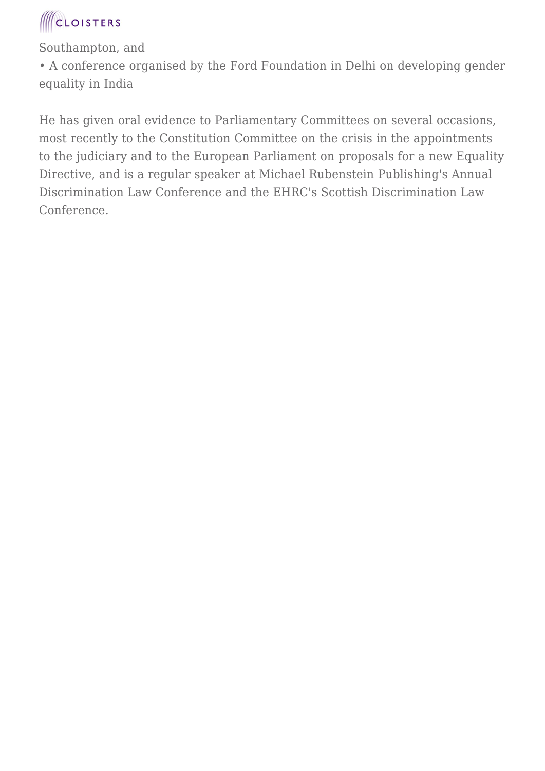Southampton, and

- A conference organised by the Ford Foundation in Delhi on developing gender equality in India

He has given oral evidence to Parliamentary Committees on several occasions, most recently to the Constitution Committee on the crisis in the appointments to the judiciary and to the European Parliament on proposals for a new Equality Directive, and is a regular speaker at Michael Rubenstein Publishing's Annual Discrimination Law Conference and the EHRC's Scottish Discrimination Law Conference.